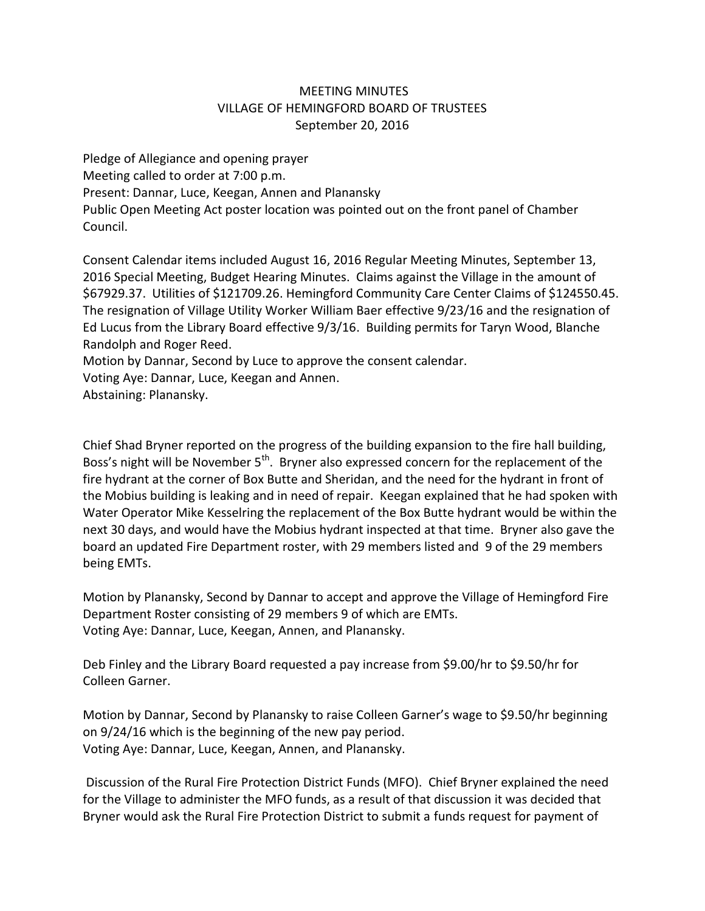# MEETING MINUTES
## VILLAGE OF HEMINGFORD BOARD OF TRUSTEES
### September 20, 2016

Pledge of Allegiance and opening prayer
Meeting called to order at 7:00 p.m.
Present: Dannar, Luce, Keegan, Annen and Planansky
Public Open Meeting Act poster location was pointed out on the front panel of Chamber Council.

Consent Calendar items included August 16, 2016 Regular Meeting Minutes, September 13, 2016 Special Meeting, Budget Hearing Minutes. Claims against the Village in the amount of \$67929.37. Utilities of \$121709.26. Hemingford Community Care Center Claims of \$124550.45. The resignation of Village Utility Worker William Baer effective 9/23/16 and the resignation of Ed Lucus from the Library Board effective 9/3/16. Building permits for Taryn Wood, Blanche Randolph and Roger Reed.
Motion by Dannar, Second by Luce to approve the consent calendar.
Voting Aye: Dannar, Luce, Keegan and Annen.
Abstaining: Planansky.

Chief Shad Bryner reported on the progress of the building expansion to the fire hall building, Boss's night will be November 5th. Bryner also expressed concern for the replacement of the fire hydrant at the corner of Box Butte and Sheridan, and the need for the hydrant in front of the Mobius building is leaking and in need of repair. Keegan explained that he had spoken with Water Operator Mike Kesselring the replacement of the Box Butte hydrant would be within the next 30 days, and would have the Mobius hydrant inspected at that time. Bryner also gave the board an updated Fire Department roster, with 29 members listed and 9 of the 29 members being EMTs.

Motion by Planansky, Second by Dannar to accept and approve the Village of Hemingford Fire Department Roster consisting of 29 members 9 of which are EMTs.
Voting Aye: Dannar, Luce, Keegan, Annen, and Planansky.

Deb Finley and the Library Board requested a pay increase from \$9.00/hr to \$9.50/hr for Colleen Garner.

Motion by Dannar, Second by Planansky to raise Colleen Garner's wage to \$9.50/hr beginning on 9/24/16 which is the beginning of the new pay period.
Voting Aye: Dannar, Luce, Keegan, Annen, and Planansky.

Discussion of the Rural Fire Protection District Funds (MFO). Chief Bryner explained the need for the Village to administer the MFO funds, as a result of that discussion it was decided that Bryner would ask the Rural Fire Protection District to submit a funds request for payment of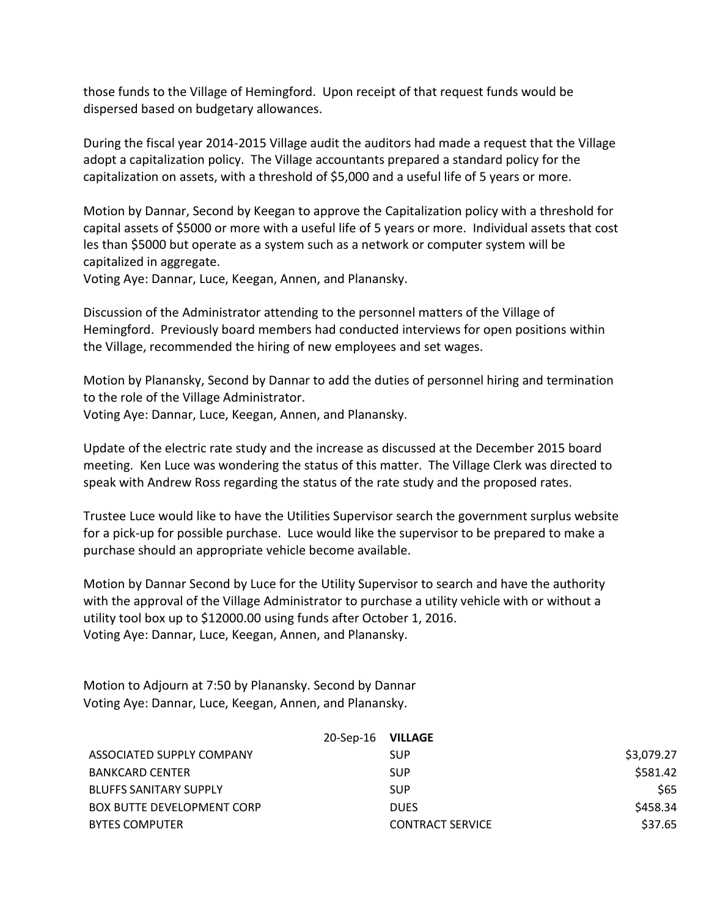those funds to the Village of Hemingford. Upon receipt of that request funds would be dispersed based on budgetary allowances.

During the fiscal year 2014-2015 Village audit the auditors had made a request that the Village adopt a capitalization policy. The Village accountants prepared a standard policy for the capitalization on assets, with a threshold of $5,000 and a useful life of 5 years or more.

Motion by Dannar, Second by Keegan to approve the Capitalization policy with a threshold for capital assets of $5000 or more with a useful life of 5 years or more. Individual assets that cost les than $5000 but operate as a system such as a network or computer system will be capitalized in aggregate.
Voting Aye: Dannar, Luce, Keegan, Annen, and Planansky.

Discussion of the Administrator attending to the personnel matters of the Village of Hemingford. Previously board members had conducted interviews for open positions within the Village, recommended the hiring of new employees and set wages.

Motion by Planansky, Second by Dannar to add the duties of personnel hiring and termination to the role of the Village Administrator.
Voting Aye: Dannar, Luce, Keegan, Annen, and Planansky.

Update of the electric rate study and the increase as discussed at the December 2015 board meeting. Ken Luce was wondering the status of this matter. The Village Clerk was directed to speak with Andrew Ross regarding the status of the rate study and the proposed rates.

Trustee Luce would like to have the Utilities Supervisor search the government surplus website for a pick-up for possible purchase. Luce would like the supervisor to be prepared to make a purchase should an appropriate vehicle become available.

Motion by Dannar Second by Luce for the Utility Supervisor to search and have the authority with the approval of the Village Administrator to purchase a utility vehicle with or without a utility tool box up to $12000.00 using funds after October 1, 2016.
Voting Aye: Dannar, Luce, Keegan, Annen, and Planansky.

Motion to Adjourn at 7:50 by Planansky. Second by Dannar
Voting Aye: Dannar, Luce, Keegan, Annen, and Planansky.

| 20-Sep-16 | **VILLAGE** | |
|---|---|---|
| ASSOCIATED SUPPLY COMPANY | SUP | $3,079.27 |
| BANKCARD CENTER | SUP | $581.42 |
| BLUFFS SANITARY SUPPLY | SUP | $65 |
| BOX BUTTE DEVELOPMENT CORP | DUES | $458.34 |
| BYTES COMPUTER | CONTRACT SERVICE | $37.65 |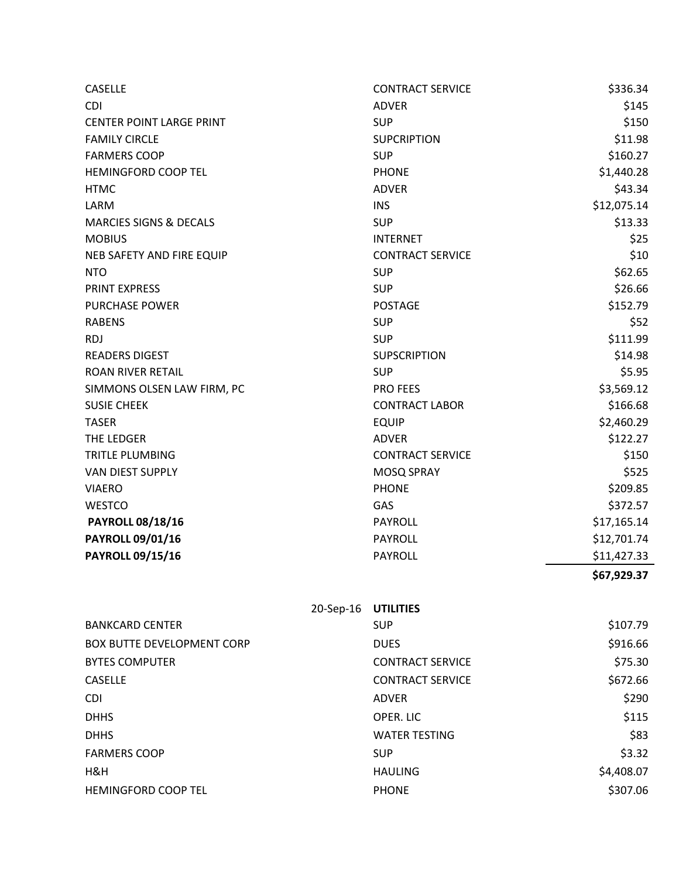| | | |
|---|---|---|
| CASELLE | CONTRACT SERVICE | $336.34 |
| CDI | ADVER | $145 |
| CENTER POINT LARGE PRINT | SUP | $150 |
| FAMILY CIRCLE | SUPCRIPTION | $11.98 |
| FARMERS COOP | SUP | $160.27 |
| HEMINGFORD COOP TEL | PHONE | $1,440.28 |
| HTMC | ADVER | $43.34 |
| LARM | INS | $12,075.14 |
| MARCIES SIGNS & DECALS | SUP | $13.33 |
| MOBIUS | INTERNET | $25 |
| NEB SAFETY AND FIRE EQUIP | CONTRACT SERVICE | $10 |
| NTO | SUP | $62.65 |
| PRINT EXPRESS | SUP | $26.66 |
| PURCHASE POWER | POSTAGE | $152.79 |
| RABENS | SUP | $52 |
| RDJ | SUP | $111.99 |
| READERS DIGEST | SUPSCRIPTION | $14.98 |
| ROAN RIVER RETAIL | SUP | $5.95 |
| SIMMONS OLSEN LAW FIRM, PC | PRO FEES | $3,569.12 |
| SUSIE CHEEK | CONTRACT LABOR | $166.68 |
| TASER | EQUIP | $2,460.29 |
| THE LEDGER | ADVER | $122.27 |
| TRITLE PLUMBING | CONTRACT SERVICE | $150 |
| VAN DIEST SUPPLY | MOSQ SPRAY | $525 |
| VIAERO | PHONE | $209.85 |
| WESTCO | GAS | $372.57 |
| **PAYROLL 08/18/16** | PAYROLL | $17,165.14 |
| **PAYROLL 09/01/16** | PAYROLL | $12,701.74 |
| **PAYROLL 09/15/16** | PAYROLL | $11,427.33 |
| | | **$67,929.37** |

| 20-Sep-16 | **UTILITIES** | |
|---|---|---|
| BANKCARD CENTER | SUP | $107.79 |
| BOX BUTTE DEVELOPMENT CORP | DUES | $916.66 |
| BYTES COMPUTER | CONTRACT SERVICE | $75.30 |
| CASELLE | CONTRACT SERVICE | $672.66 |
| CDI | ADVER | $290 |
| DHHS | OPER. LIC | $115 |
| DHHS | WATER TESTING | $83 |
| FARMERS COOP | SUP | $3.32 |
| H&H | HAULING | $4,408.07 |
| HEMINGFORD COOP TEL | PHONE | $307.06 |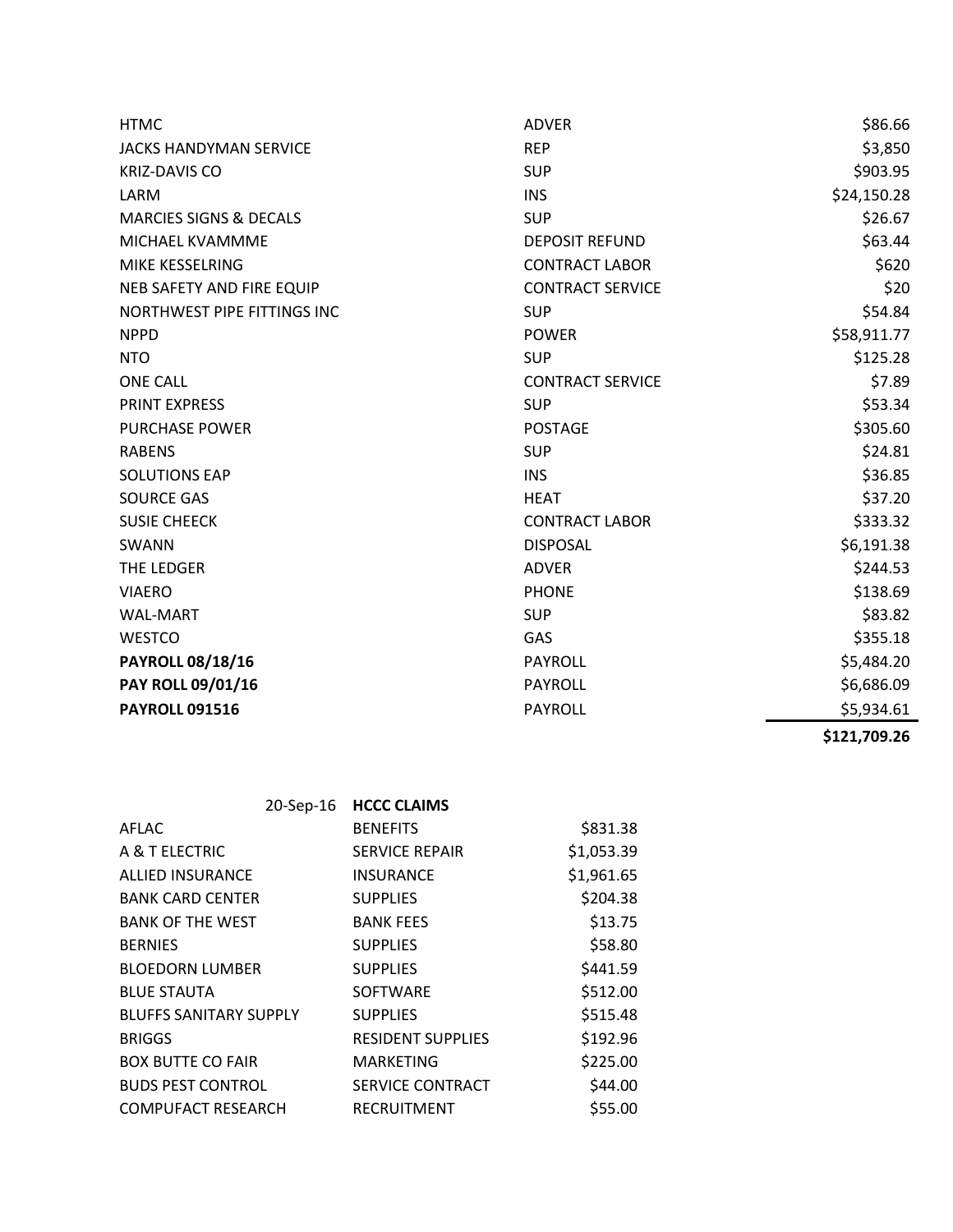| | | |
|---|---|---|
| HTMC | ADVER | $86.66 |
| JACKS HANDYMAN SERVICE | REP | $3,850 |
| KRIZ-DAVIS CO | SUP | $903.95 |
| LARM | INS | $24,150.28 |
| MARCIES SIGNS & DECALS | SUP | $26.67 |
| MICHAEL KVAMMME | DEPOSIT REFUND | $63.44 |
| MIKE KESSELRING | CONTRACT LABOR | $620 |
| NEB SAFETY AND FIRE EQUIP | CONTRACT SERVICE | $20 |
| NORTHWEST PIPE FITTINGS INC | SUP | $54.84 |
| NPPD | POWER | $58,911.77 |
| NTO | SUP | $125.28 |
| ONE CALL | CONTRACT SERVICE | $7.89 |
| PRINT EXPRESS | SUP | $53.34 |
| PURCHASE POWER | POSTAGE | $305.60 |
| RABENS | SUP | $24.81 |
| SOLUTIONS EAP | INS | $36.85 |
| SOURCE GAS | HEAT | $37.20 |
| SUSIE CHEECK | CONTRACT LABOR | $333.32 |
| SWANN | DISPOSAL | $6,191.38 |
| THE LEDGER | ADVER | $244.53 |
| VIAERO | PHONE | $138.69 |
| WAL-MART | SUP | $83.82 |
| WESTCO | GAS | $355.18 |
| **PAYROLL 08/18/16** | PAYROLL | $5,484.20 |
| **PAY ROLL 09/01/16** | PAYROLL | $6,686.09 |
| **PAYROLL 091516** | PAYROLL | $5,934.61 |
| | | **$121,709.26** |

| 20-Sep-16 | **HCCC CLAIMS** | |
|---|---|---|
| AFLAC | BENEFITS | $831.38 |
| A & T ELECTRIC | SERVICE REPAIR | $1,053.39 |
| ALLIED INSURANCE | INSURANCE | $1,961.65 |
| BANK CARD CENTER | SUPPLIES | $204.38 |
| BANK OF THE WEST | BANK FEES | $13.75 |
| BERNIES | SUPPLIES | $58.80 |
| BLOEDORN LUMBER | SUPPLIES | $441.59 |
| BLUE STAUTA | SOFTWARE | $512.00 |
| BLUFFS SANITARY SUPPLY | SUPPLIES | $515.48 |
| BRIGGS | RESIDENT SUPPLIES | $192.96 |
| BOX BUTTE CO FAIR | MARKETING | $225.00 |
| BUDS PEST CONTROL | SERVICE CONTRACT | $44.00 |
| COMPUFACT RESEARCH | RECRUITMENT | $55.00 |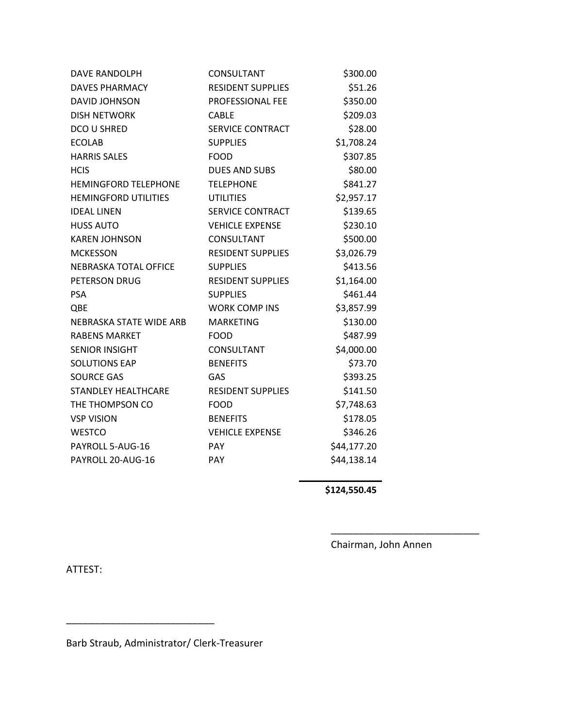| | | |
|---|---|---|
| DAVE RANDOLPH | CONSULTANT | $300.00 |
| DAVES PHARMACY | RESIDENT SUPPLIES | $51.26 |
| DAVID JOHNSON | PROFESSIONAL FEE | $350.00 |
| DISH NETWORK | CABLE | $209.03 |
| DCO U SHRED | SERVICE CONTRACT | $28.00 |
| ECOLAB | SUPPLIES | $1,708.24 |
| HARRIS SALES | FOOD | $307.85 |
| HCIS | DUES AND SUBS | $80.00 |
| HEMINGFORD TELEPHONE | TELEPHONE | $841.27 |
| HEMINGFORD UTILITIES | UTILITIES | $2,957.17 |
| IDEAL LINEN | SERVICE CONTRACT | $139.65 |
| HUSS AUTO | VEHICLE EXPENSE | $230.10 |
| KAREN JOHNSON | CONSULTANT | $500.00 |
| MCKESSON | RESIDENT SUPPLIES | $3,026.79 |
| NEBRASKA TOTAL OFFICE | SUPPLIES | $413.56 |
| PETERSON DRUG | RESIDENT SUPPLIES | $1,164.00 |
| PSA | SUPPLIES | $461.44 |
| QBE | WORK COMP INS | $3,857.99 |
| NEBRASKA STATE WIDE ARB | MARKETING | $130.00 |
| RABENS MARKET | FOOD | $487.99 |
| SENIOR INSIGHT | CONSULTANT | $4,000.00 |
| SOLUTIONS EAP | BENEFITS | $73.70 |
| SOURCE GAS | GAS | $393.25 |
| STANDLEY HEALTHCARE | RESIDENT SUPPLIES | $141.50 |
| THE THOMPSON CO | FOOD | $7,748.63 |
| VSP VISION | BENEFITS | $178.05 |
| WESTCO | VEHICLE EXPENSE | $346.26 |
| PAYROLL 5-AUG-16 | PAY | $44,177.20 |
| PAYROLL 20-AUG-16 | PAY | $44,138.14 |
| | | **$124,550.45** |

___________________________

Chairman, John Annen

ATTEST:

___________________________

Barb Straub, Administrator/ Clerk-Treasurer